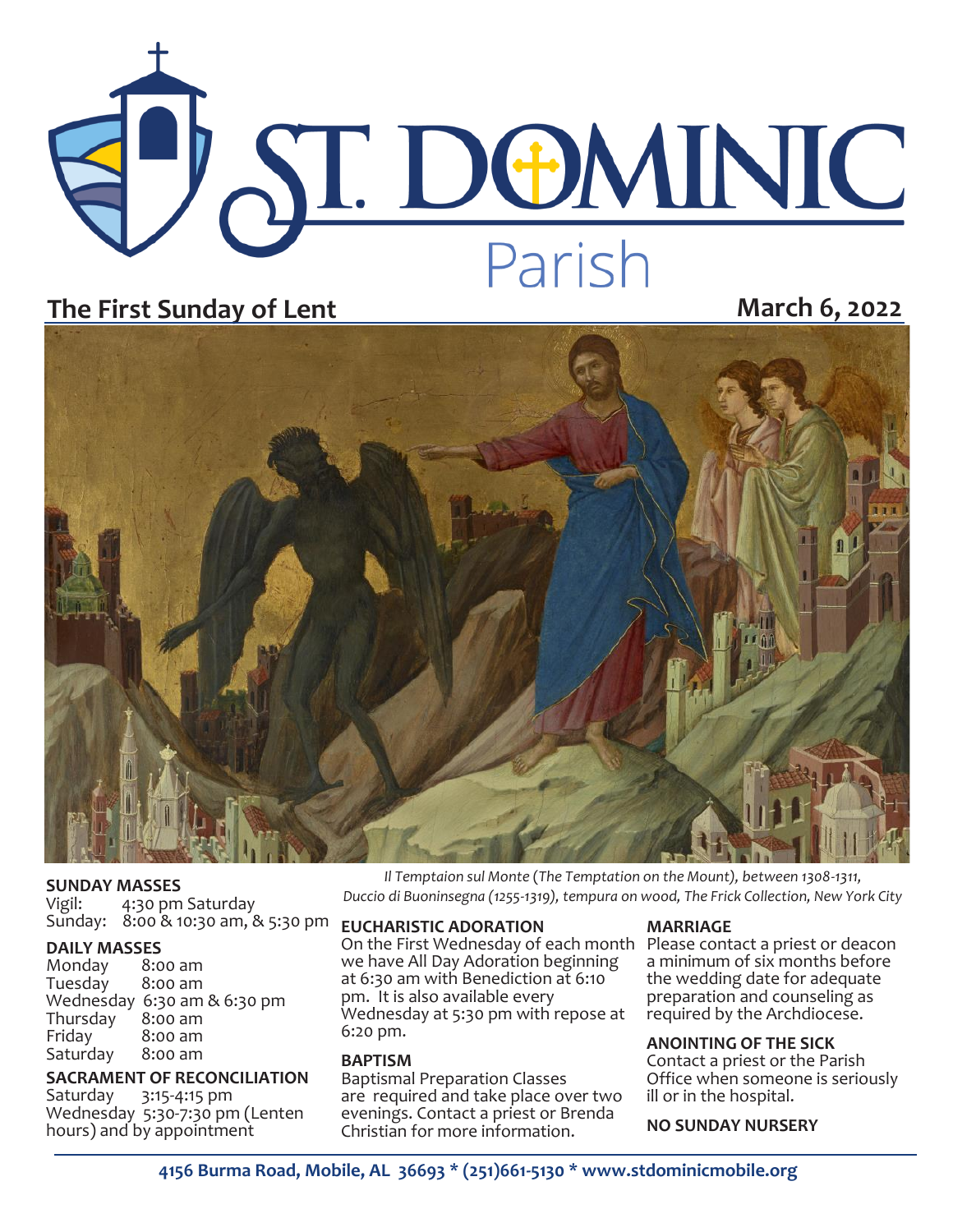# ST. DOMINIC Parish

## The First Sunday of Lent

**March 6, 2022**

*Il Temptaion sul Monte (The Temptation on the Mount), between 1308-1311, Duccio di Buoninsegna (1255-1319), tempura on wood, The Frick Collection, New York City*

**SUNDAY MASSES**
Vigil: 4:30 pm Saturday
Sunday: 8:00 & 10:30 am, & 5:30 pm

**DAILY MASSES**
Monday 8:00 am
Tuesday 8:00 am
Wednesday 6:30 am & 6:30 pm
Thursday 8:00 am
Friday 8:00 am
Saturday 8:00 am

**SACRAMENT OF RECONCILIATION**
Saturday 3:15-4:15 pm
Wednesday 5:30-7:30 pm (Lenten hours) and by appointment

**EUCHARISTIC ADORATION**
On the First Wednesday of each month we have All Day Adoration beginning at 6:30 am with Benediction at 6:10 pm. It is also available every Wednesday at 5:30 pm with repose at 6:20 pm.

**BAPTISM**
Baptismal Preparation Classes are required and take place over two evenings. Contact a priest or Brenda Christian for more information.

**MARRIAGE**
Please contact a priest or deacon a minimum of six months before the wedding date for adequate preparation and counseling as required by the Archdiocese.

**ANOINTING OF THE SICK**
Contact a priest or the Parish Office when someone is seriously ill or in the hospital.

**NO SUNDAY NURSERY**

**4156 Burma Road, Mobile, AL 36693 * (251)661-5130 * www.stdominicmobile.org**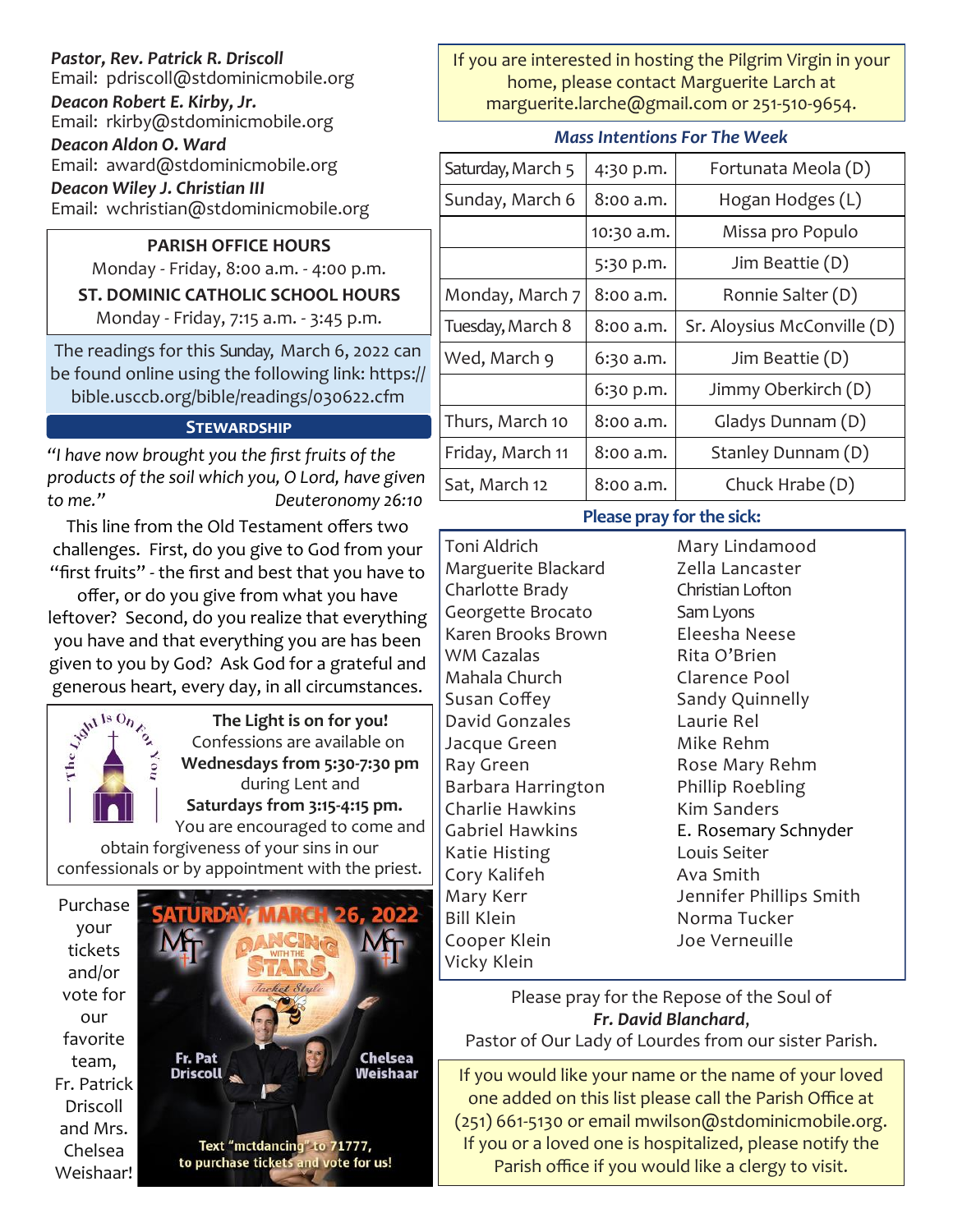***Pastor, Rev. Patrick R. Driscoll***
Email: pdriscoll@stdominicmobile.org

***Deacon Robert E. Kirby, Jr.***
Email: rkirby@stdominicmobile.org

***Deacon Aldon O. Ward***
Email: award@stdominicmobile.org

***Deacon Wiley J. Christian III***
Email: wchristian@stdominicmobile.org

**PARISH OFFICE HOURS**
Monday - Friday, 8:00 a.m. - 4:00 p.m.

**ST. DOMINIC CATHOLIC SCHOOL HOURS**
Monday - Friday, 7:15 a.m. - 3:45 p.m.

The readings for this Sunday, March 6, 2022 can be found online using the following link: https://bible.usccb.org/bible/readings/030622.cfm

## STEWARDSHIP

*"I have now brought you the first fruits of the products of the soil which you, O Lord, have given to me."* *Deuteronomy 26:10*

This line from the Old Testament offers two challenges. First, do you give to God from your "first fruits" - the first and best that you have to offer, or do you give from what you have leftover? Second, do you realize that everything you have and that everything you are has been given to you by God? Ask God for a grateful and generous heart, every day, in all circumstances.

**The Light is on for you!**
Confessions are available on **Wednesdays from 5:30-7:30 pm** during Lent and **Saturdays from 3:15-4:15 pm.** You are encouraged to come and obtain forgiveness of your sins in our confessionals or by appointment with the priest.

Purchase your tickets and/or vote for our favorite team, Fr. Patrick Driscoll and Mrs. Chelsea Weishaar!

SATURDAY, MARCH 26, 2022 — Dancing with the Stars, Jacket Style — Fr. Pat Driscoll, Chelsea Weishaar — Text "mctdancing" to 71777, to purchase tickets and vote for us!

If you are interested in hosting the Pilgrim Virgin in your home, please contact Marguerite Larch at marguerite.larche@gmail.com or 251-510-9654.

### Mass Intentions For The Week

| | | |
|---|---|---|
| Saturday, March 5 | 4:30 p.m. | Fortunata Meola (D) |
| Sunday, March 6 | 8:00 a.m. | Hogan Hodges (L) |
| | 10:30 a.m. | Missa pro Populo |
| | 5:30 p.m. | Jim Beattie (D) |
| Monday, March 7 | 8:00 a.m. | Ronnie Salter (D) |
| Tuesday, March 8 | 8:00 a.m. | Sr. Aloysius McConville (D) |
| Wed, March 9 | 6:30 a.m. | Jim Beattie (D) |
| | 6:30 p.m. | Jimmy Oberkirch (D) |
| Thurs, March 10 | 8:00 a.m. | Gladys Dunnam (D) |
| Friday, March 11 | 8:00 a.m. | Stanley Dunnam (D) |
| Sat, March 12 | 8:00 a.m. | Chuck Hrabe (D) |

### Please pray for the sick:

Toni Aldrich
Marguerite Blackard
Charlotte Brady
Georgette Brocato
Karen Brooks Brown
WM Cazalas
Mahala Church
Susan Coffey
David Gonzales
Jacque Green
Ray Green
Barbara Harrington
Charlie Hawkins
Gabriel Hawkins
Katie Histing
Cory Kalifeh
Mary Kerr
Bill Klein
Cooper Klein
Vicky Klein
Mary Lindamood
Zella Lancaster
Christian Lofton
Sam Lyons
Eleesha Neese
Rita O'Brien
Clarence Pool
Sandy Quinnelly
Laurie Rel
Mike Rehm
Rose Mary Rehm
Phillip Roebling
Kim Sanders
E. Rosemary Schnyder
Louis Seiter
Ava Smith
Jennifer Phillips Smith
Norma Tucker
Joe Verneuille

Please pray for the Repose of the Soul of ***Fr. David Blanchard***, Pastor of Our Lady of Lourdes from our sister Parish.

If you would like your name or the name of your loved one added on this list please call the Parish Office at (251) 661-5130 or email mwilson@stdominicmobile.org. If you or a loved one is hospitalized, please notify the Parish office if you would like a clergy to visit.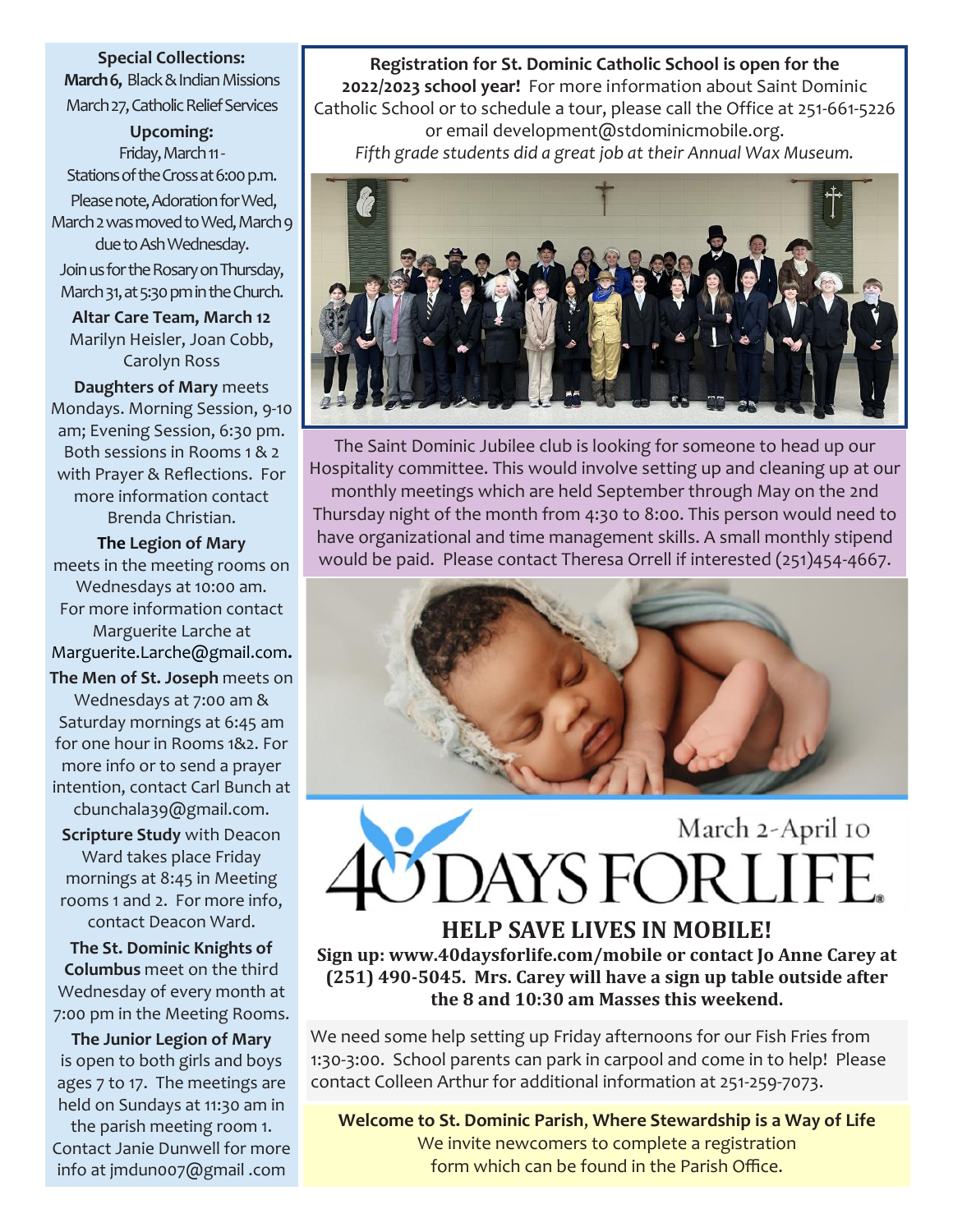**Special Collections:**
**March 6,** Black & Indian Missions
March 27, Catholic Relief Services

**Upcoming:**
Friday, March 11 - Stations of the Cross at 6:00 p.m.

Please note, Adoration for Wed, March 2 was moved to Wed, March 9 due to Ash Wednesday.

Join us for the Rosary on Thursday, March 31, at 5:30 pm in the Church.

**Altar Care Team, March 12**
Marilyn Heisler, Joan Cobb, Carolyn Ross

**Daughters of Mary** meets Mondays. Morning Session, 9-10 am; Evening Session, 6:30 pm. Both sessions in Rooms 1 & 2 with Prayer & Reflections. For more information contact Brenda Christian.

**The Legion of Mary** meets in the meeting rooms on Wednesdays at 10:00 am. For more information contact Marguerite Larche at Marguerite.Larche@gmail.com.

**The Men of St. Joseph** meets on Wednesdays at 7:00 am & Saturday mornings at 6:45 am for one hour in Rooms 1&2. For more info or to send a prayer intention, contact Carl Bunch at cbunchala39@gmail.com.

**Scripture Study** with Deacon Ward takes place Friday mornings at 8:45 in Meeting rooms 1 and 2. For more info, contact Deacon Ward.

**The St. Dominic Knights of Columbus** meet on the third Wednesday of every month at 7:00 pm in the Meeting Rooms.

**The Junior Legion of Mary** is open to both girls and boys ages 7 to 17. The meetings are held on Sundays at 11:30 am in the parish meeting room 1. Contact Janie Dunwell for more info at jmdun007@gmail .com

**Registration for St. Dominic Catholic School is open for the 2022/2023 school year!** For more information about Saint Dominic Catholic School or to schedule a tour, please call the Office at 251-661-5226 or email development@stdominicmobile.org.

*Fifth grade students did a great job at their Annual Wax Museum.*

The Saint Dominic Jubilee club is looking for someone to head up our Hospitality committee. This would involve setting up and cleaning up at our monthly meetings which are held September through May on the 2nd Thursday night of the month from 4:30 to 8:00. This person would need to have organizational and time management skills. A small monthly stipend would be paid. Please contact Theresa Orrell if interested (251)454-4667.

March 2-April 10

40 DAYS FOR LIFE

**HELP SAVE LIVES IN MOBILE!**

**Sign up: www.40daysforlife.com/mobile or contact Jo Anne Carey at (251) 490-5045. Mrs. Carey will have a sign up table outside after the 8 and 10:30 am Masses this weekend.**

We need some help setting up Friday afternoons for our Fish Fries from 1:30-3:00. School parents can park in carpool and come in to help! Please contact Colleen Arthur for additional information at 251-259-7073.

**Welcome to St. Dominic Parish, Where Stewardship is a Way of Life**
We invite newcomers to complete a registration form which can be found in the Parish Office.